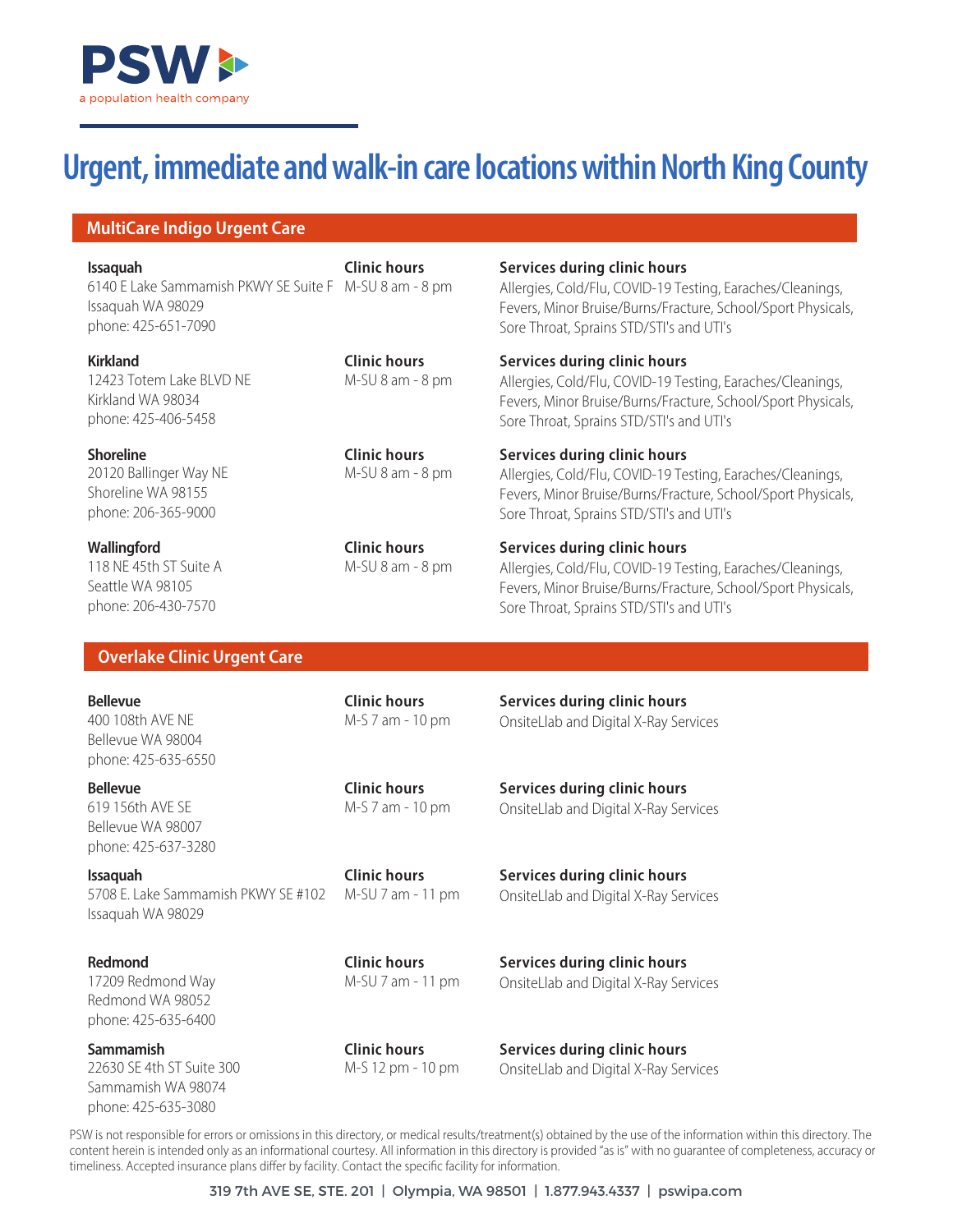PSW
a population health company

# Urgent, immediate and walk-in care locations within North King County

## MultiCare Indigo Urgent Care

**Issaquah**
6140 E Lake Sammamish PKWY SE Suite F
Issaquah WA 98029
phone: 425-651-7090

**Clinic hours**
M-SU 8 am - 8 pm

**Services during clinic hours**
Allergies, Cold/Flu, COVID-19 Testing, Earaches/Cleanings, Fevers, Minor Bruise/Burns/Fracture, School/Sport Physicals, Sore Throat, Sprains STD/STI's and UTI's

**Kirkland**
12423 Totem Lake BLVD NE
Kirkland WA 98034
phone: 425-406-5458

**Clinic hours**
M-SU 8 am - 8 pm

**Services during clinic hours**
Allergies, Cold/Flu, COVID-19 Testing, Earaches/Cleanings, Fevers, Minor Bruise/Burns/Fracture, School/Sport Physicals, Sore Throat, Sprains STD/STI's and UTI's

**Shoreline**
20120 Ballinger Way NE
Shoreline WA 98155
phone: 206-365-9000

**Clinic hours**
M-SU 8 am - 8 pm

**Services during clinic hours**
Allergies, Cold/Flu, COVID-19 Testing, Earaches/Cleanings, Fevers, Minor Bruise/Burns/Fracture, School/Sport Physicals, Sore Throat, Sprains STD/STI's and UTI's

**Wallingford**
118 NE 45th ST Suite A
Seattle WA 98105
phone: 206-430-7570

**Clinic hours**
M-SU 8 am - 8 pm

**Services during clinic hours**
Allergies, Cold/Flu, COVID-19 Testing, Earaches/Cleanings, Fevers, Minor Bruise/Burns/Fracture, School/Sport Physicals, Sore Throat, Sprains STD/STI's and UTI's

## Overlake Clinic Urgent Care

**Bellevue**
400 108th AVE NE
Bellevue WA 98004
phone: 425-635-6550

**Clinic hours**
M-S 7 am - 10 pm

**Services during clinic hours**
OnsiteLlab and Digital X-Ray Services

**Bellevue**
619 156th AVE SE
Bellevue WA 98007
phone: 425-637-3280

**Clinic hours**
M-S 7 am - 10 pm

**Services during clinic hours**
OnsiteLlab and Digital X-Ray Services

**Issaquah**
5708 E. Lake Sammamish PKWY SE #102
Issaquah WA 98029

**Clinic hours**
M-SU 7 am - 11 pm

**Services during clinic hours**
OnsiteLlab and Digital X-Ray Services

**Redmond**
17209 Redmond Way
Redmond WA 98052
phone: 425-635-6400

**Clinic hours**
M-SU 7 am - 11 pm

**Services during clinic hours**
OnsiteLlab and Digital X-Ray Services

**Sammamish**
22630 SE 4th ST Suite 300
Sammamish WA 98074
phone: 425-635-3080

**Clinic hours**
M-S 12 pm - 10 pm

**Services during clinic hours**
OnsiteLlab and Digital X-Ray Services

PSW is not responsible for errors or omissions in this directory, or medical results/treatment(s) obtained by the use of the information within this directory. The content herein is intended only as an informational courtesy. All information in this directory is provided "as is" with no guarantee of completeness, accuracy or timeliness. Accepted insurance plans differ by facility. Contact the specific facility for information.

319 7th AVE SE, STE. 201 | Olympia, WA 98501 | 1.877.943.4337 | pswipa.com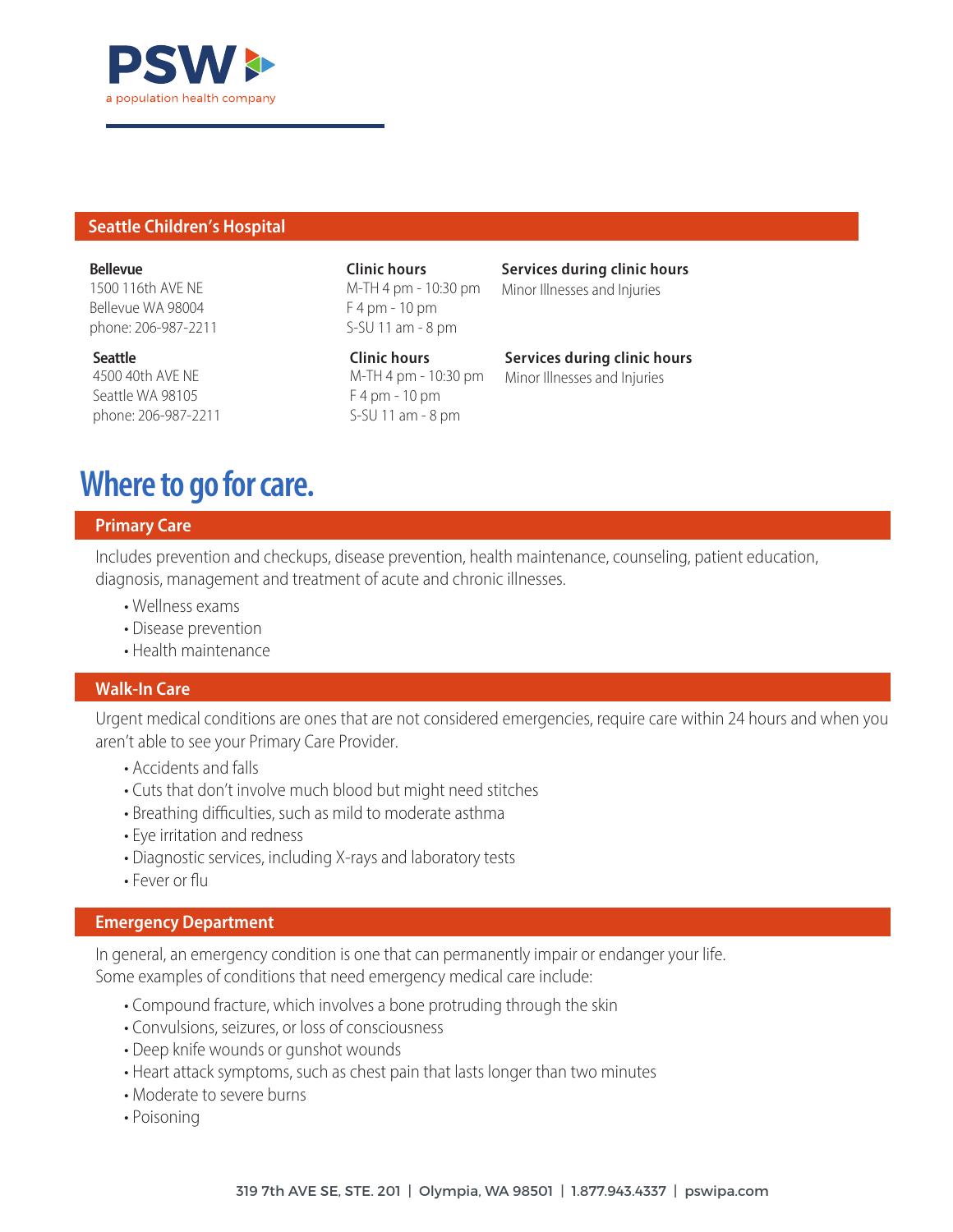PSW
a population health company

## Seattle Children's Hospital

| Location | Clinic hours | Services during clinic hours |
| --- | --- | --- |
| **Bellevue**<br>1500 116th AVE NE<br>Bellevue WA 98004<br>phone: 206-987-2211 | M-TH 4 pm - 10:30 pm<br>F 4 pm - 10 pm<br>S-SU 11 am - 8 pm | Minor Illnesses and Injuries |
| **Seattle**<br>4500 40th AVE NE<br>Seattle WA 98105<br>phone: 206-987-2211 | M-TH 4 pm - 10:30 pm<br>F 4 pm - 10 pm<br>S-SU 11 am - 8 pm | Minor Illnesses and Injuries |

# Where to go for care.

## Primary Care

Includes prevention and checkups, disease prevention, health maintenance, counseling, patient education, diagnosis, management and treatment of acute and chronic illnesses.

- Wellness exams
- Disease prevention
- Health maintenance

## Walk-In Care

Urgent medical conditions are ones that are not considered emergencies, require care within 24 hours and when you aren't able to see your Primary Care Provider.

- Accidents and falls
- Cuts that don't involve much blood but might need stitches
- Breathing difficulties, such as mild to moderate asthma
- Eye irritation and redness
- Diagnostic services, including X-rays and laboratory tests
- Fever or flu

## Emergency Department

In general, an emergency condition is one that can permanently impair or endanger your life.
Some examples of conditions that need emergency medical care include:

- Compound fracture, which involves a bone protruding through the skin
- Convulsions, seizures, or loss of consciousness
- Deep knife wounds or gunshot wounds
- Heart attack symptoms, such as chest pain that lasts longer than two minutes
- Moderate to severe burns
- Poisoning

319 7th AVE SE, STE. 201 | Olympia, WA 98501 | 1.877.943.4337 | pswipa.com